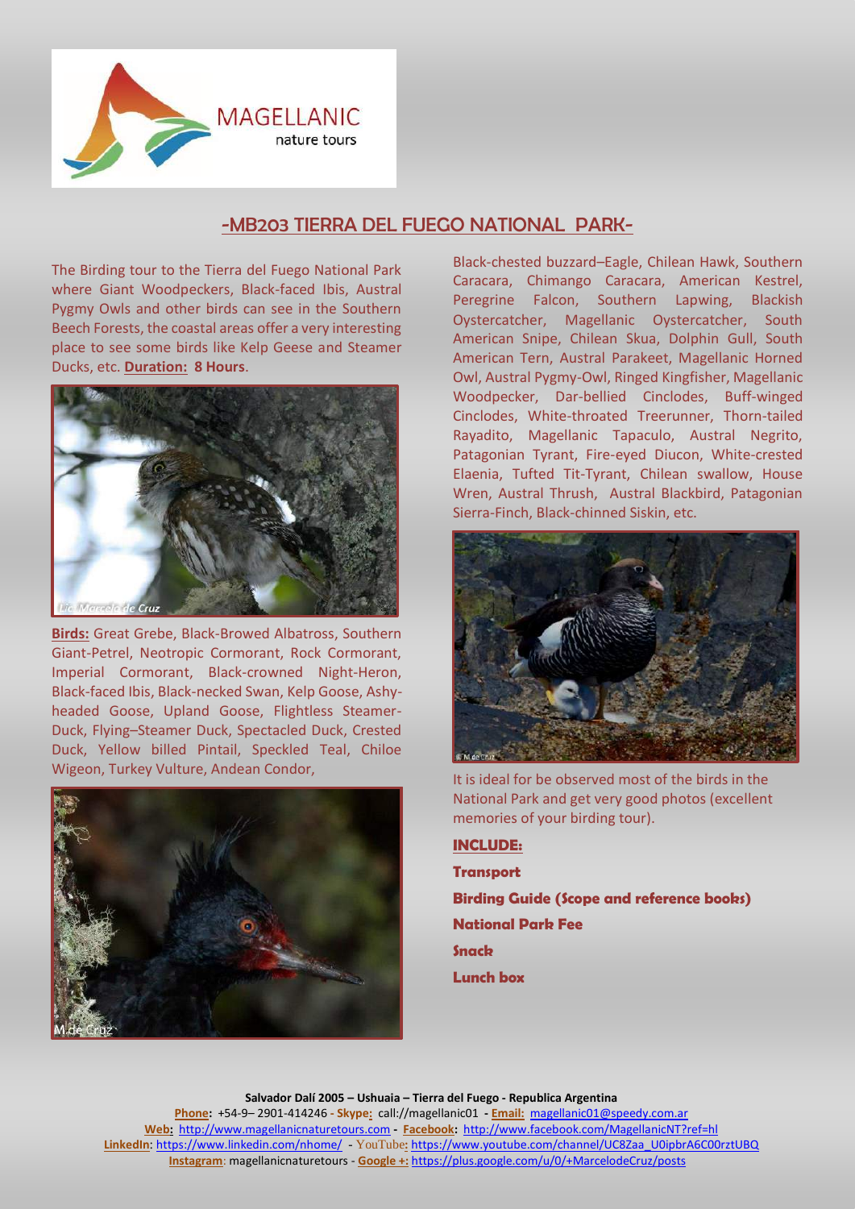MAGELLANIC nature tours

# -MB203 TIERRA DEL FUEGO NATIONAL PARK-

The Birding tour to the Tierra del Fuego National Park where Giant Woodpeckers, Black-faced Ibis, Austral Pygmy Owls and other birds can see in the Southern Beech Forests, the coastal areas offer a very interesting place to see some birds like Kelp Geese and Steamer Ducks, etc. **Duration: 8 Hours**.

Lic. Marcelo de Cruz

**Birds:** Great Grebe, Black-Browed Albatross, Southern Giant-Petrel, Neotropic Cormorant, Rock Cormorant, Imperial Cormorant, Black-crowned Night-Heron, Black-faced Ibis, Black-necked Swan, Kelp Goose, Ashy-headed Goose, Upland Goose, Flightless Steamer-Duck, Flying–Steamer Duck, Spectacled Duck, Crested Duck, Yellow billed Pintail, Speckled Teal, Chiloe Wigeon, Turkey Vulture, Andean Condor, Black-chested buzzard–Eagle, Chilean Hawk, Southern Caracara, Chimango Caracara, American Kestrel, Peregrine Falcon, Southern Lapwing, Blackish Oystercatcher, Magellanic Oystercatcher, South American Snipe, Chilean Skua, Dolphin Gull, South American Tern, Austral Parakeet, Magellanic Horned Owl, Austral Pygmy-Owl, Ringed Kingfisher, Magellanic Woodpecker, Dar-bellied Cinclodes, Buff-winged Cinclodes, White-throated Treerunner, Thorn-tailed Rayadito, Magellanic Tapaculo, Austral Negrito, Patagonian Tyrant, Fire-eyed Diucon, White-crested Elaenia, Tufted Tit-Tyrant, Chilean swallow, House Wren, Austral Thrush, Austral Blackbird, Patagonian Sierra-Finch, Black-chinned Siskin, etc.

M.de Cruz

© M de Cruz

It is ideal for be observed most of the birds in the National Park and get very good photos (excellent memories of your birding tour).

**INCLUDE:**

**Transport**

**Birding Guide (Scope and reference books)**

**National Park Fee**

**Snack**

**Lunch box**

**Salvador Dalí 2005 – Ushuaia – Tierra del Fuego - Republica Argentina**
**Phone:** +54-9– 2901-414246 - **Skype:** call://magellanic01 - **Email:** magellanic01@speedy.com.ar
**Web:** http://www.magellanicnaturetours.com - **Facebook:** http://www.facebook.com/MagellanicNT?ref=hl
**LinkedIn**: https://www.linkedin.com/nhome/ - YouTube: https://www.youtube.com/channel/UC8Zaa_U0ipbrA6C00rztUBQ
**Instagram**: magellanicnaturetours - **Google +:** https://plus.google.com/u/0/+MarcelodeCruz/posts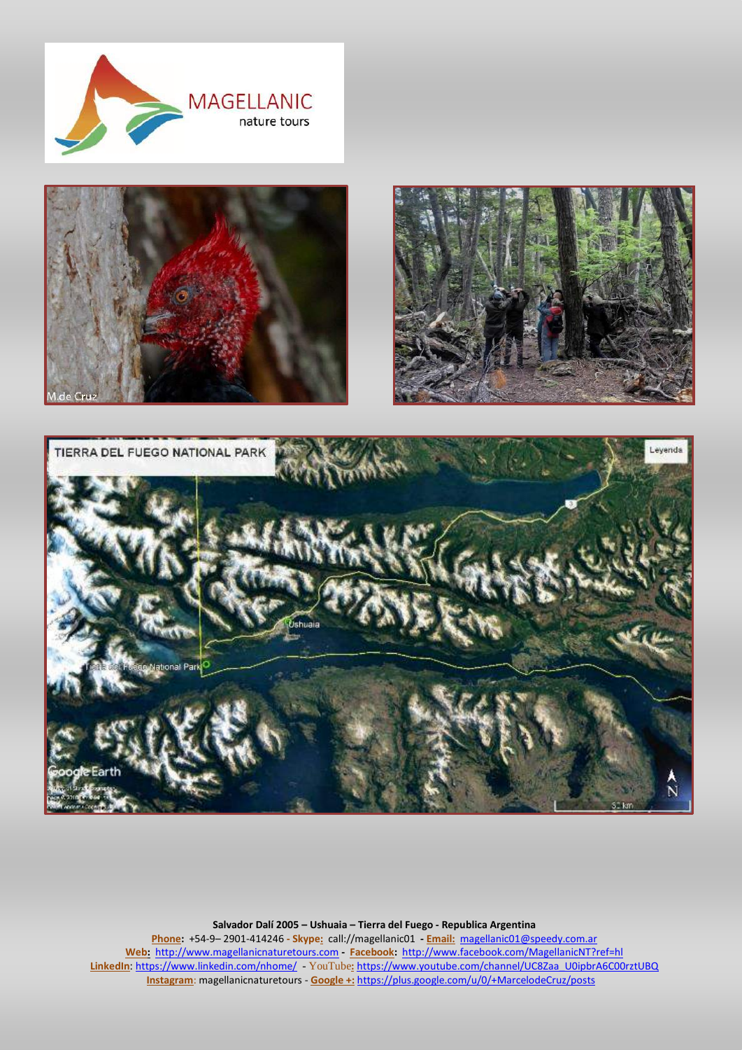**Salvador Dalí 2005 – Ushuaia – Tierra del Fuego - Republica Argentina**

**Phone:** +54-9– 2901-414246 - **Skype:** call://magellanic01 - **Email:** magellanic01@speedy.com.ar

**Web:** http://www.magellanicnaturetours.com - **Facebook:** http://www.facebook.com/MagellanicNT?ref=hl

**LinkedIn**: https://www.linkedin.com/nhome/ - YouTube: https://www.youtube.com/channel/UC8Zaa_U0ipbrA6C00rztUBQ

**Instagram**: magellanicnaturetours - **Google +:** https://plus.google.com/u/0/+MarcelodeCruz/posts